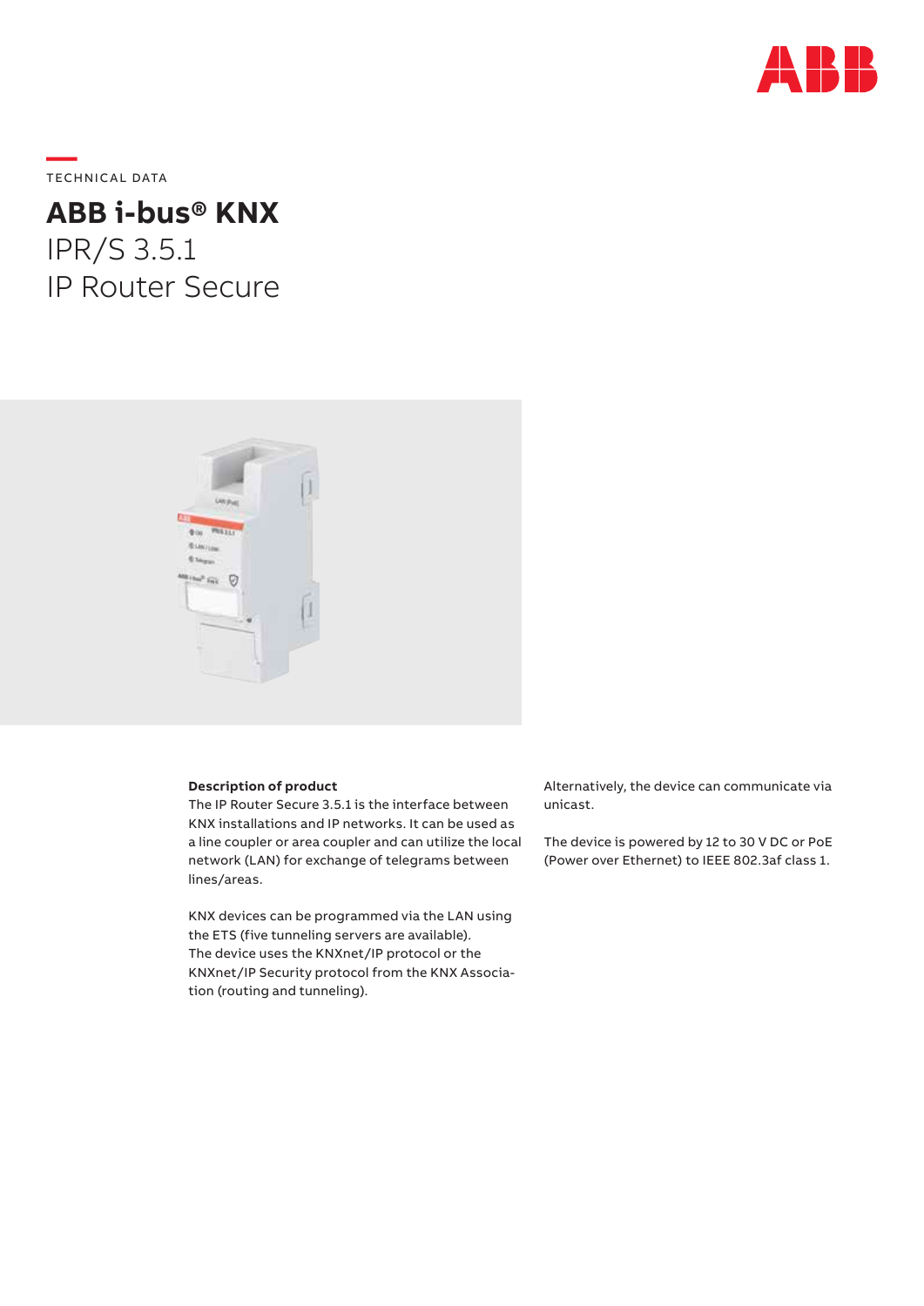TECHNICAL DATA

# ABB i-bus® KNX

## IPR/S 3.5.1
## IP Router Secure

**Description of product**

The IP Router Secure 3.5.1 is the interface between KNX installations and IP networks. It can be used as a line coupler or area coupler and can utilize the local network (LAN) for exchange of telegrams between lines/areas.

KNX devices can be programmed via the LAN using the ETS (five tunneling servers are available).
The device uses the KNXnet/IP protocol or the KNXnet/IP Security protocol from the KNX Association (routing and tunneling).

Alternatively, the device can communicate via unicast.

The device is powered by 12 to 30 V DC or PoE (Power over Ethernet) to IEEE 802.3af class 1.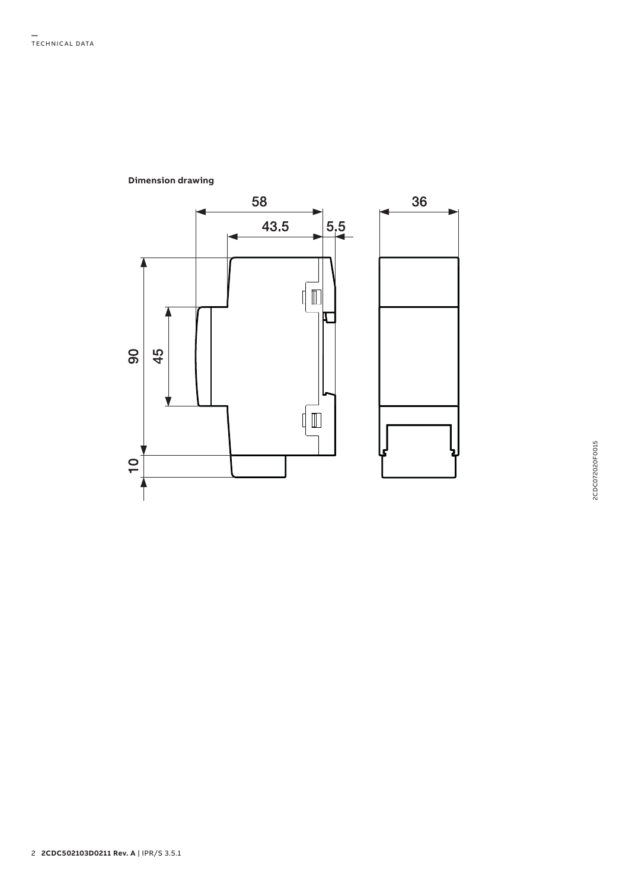**Dimension drawing**

58

43.5

5.5

36

90

45

10

2CDC072020F0015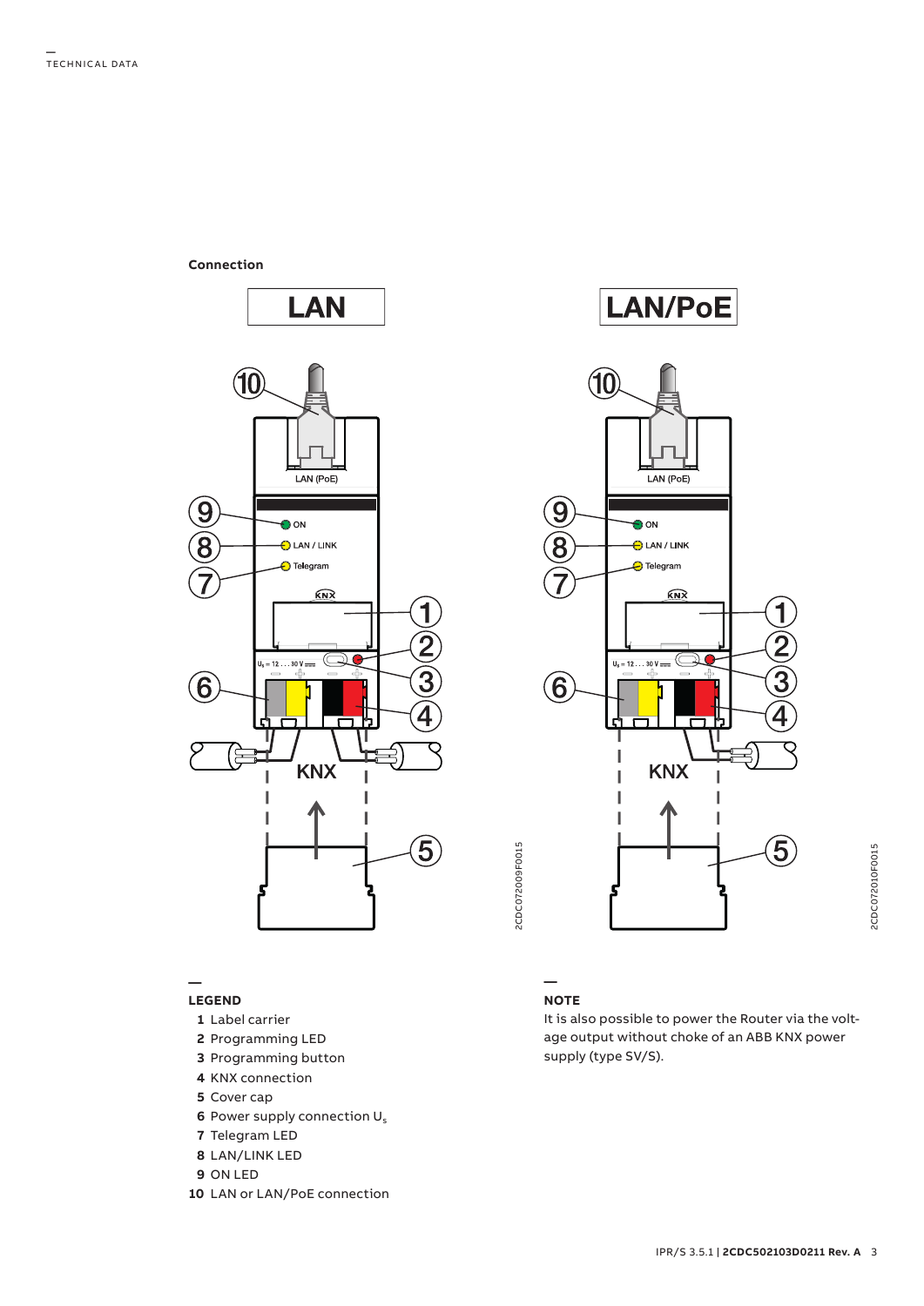**Connection**

**LEGEND**

1 Label carrier
2 Programming LED
3 Programming button
4 KNX connection
5 Cover cap
6 Power supply connection $U_s$
7 Telegram LED
8 LAN/LINK LED
9 ON LED
10 LAN or LAN/PoE connection

**NOTE**

It is also possible to power the Router via the voltage output without choke of an ABB KNX power supply (type SV/S).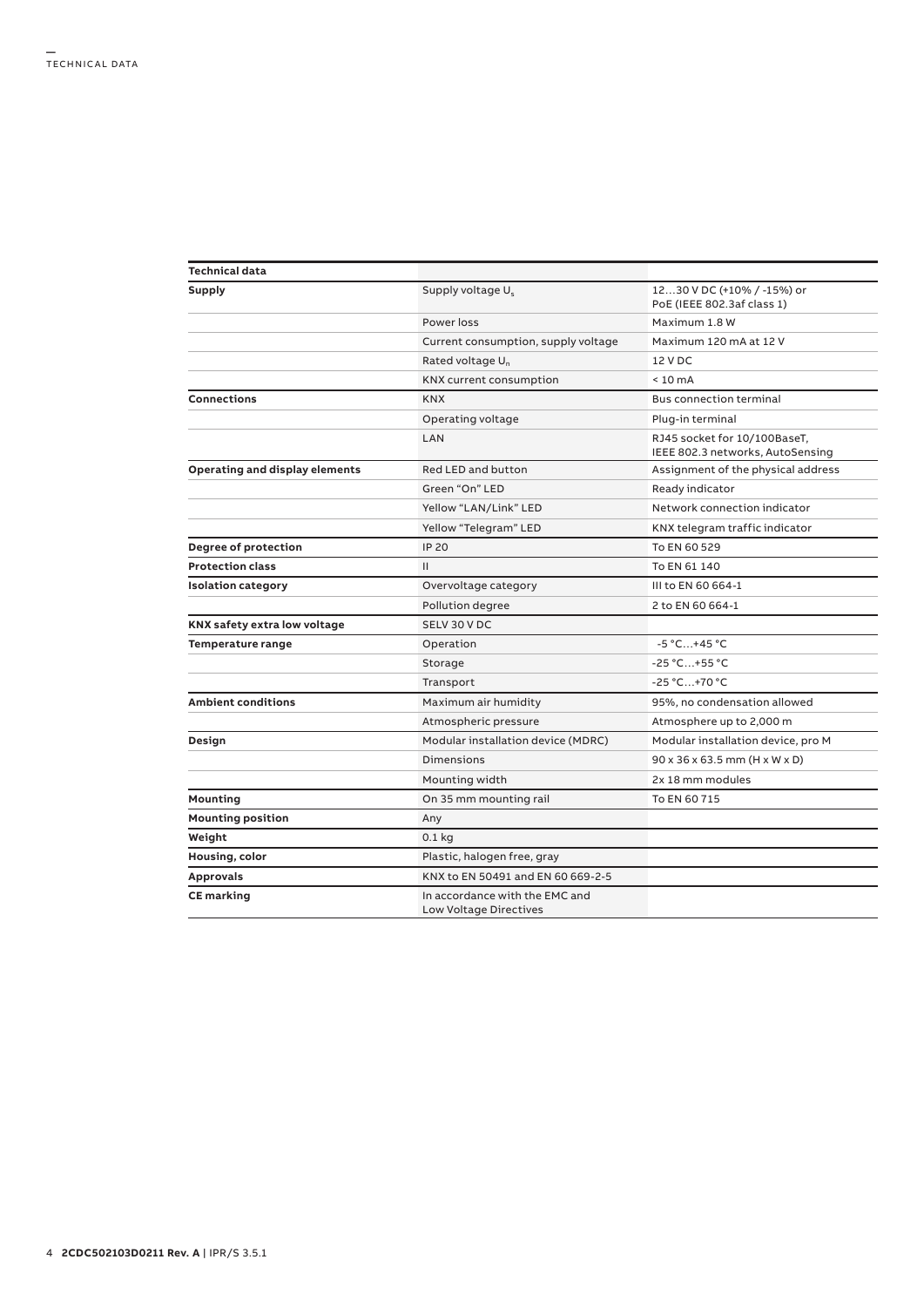| Technical data | | |
|---|---|---|
| **Supply** | Supply voltage $U_s$ | 12…30 V DC (+10% / -15%) or PoE (IEEE 802.3af class 1) |
| | Power loss | Maximum 1.8 W |
| | Current consumption, supply voltage | Maximum 120 mA at 12 V |
| | Rated voltage $U_n$ | 12 V DC |
| | KNX current consumption | < 10 mA |
| **Connections** | KNX | Bus connection terminal |
| | Operating voltage | Plug-in terminal |
| | LAN | RJ45 socket for 10/100BaseT, IEEE 802.3 networks, AutoSensing |
| **Operating and display elements** | Red LED and button | Assignment of the physical address |
| | Green "On" LED | Ready indicator |
| | Yellow "LAN/Link" LED | Network connection indicator |
| | Yellow "Telegram" LED | KNX telegram traffic indicator |
| **Degree of protection** | IP 20 | To EN 60 529 |
| **Protection class** | II | To EN 61 140 |
| **Isolation category** | Overvoltage category | III to EN 60 664-1 |
| | Pollution degree | 2 to EN 60 664-1 |
| **KNX safety extra low voltage** | SELV 30 V DC | |
| **Temperature range** | Operation | -5 °C…+45 °C |
| | Storage | -25 °C…+55 °C |
| | Transport | -25 °C…+70 °C |
| **Ambient conditions** | Maximum air humidity | 95%, no condensation allowed |
| | Atmospheric pressure | Atmosphere up to 2,000 m |
| **Design** | Modular installation device (MDRC) | Modular installation device, pro M |
| | Dimensions | 90 x 36 x 63.5 mm (H x W x D) |
| | Mounting width | 2x 18 mm modules |
| **Mounting** | On 35 mm mounting rail | To EN 60 715 |
| **Mounting position** | Any | |
| **Weight** | 0.1 kg | |
| **Housing, color** | Plastic, halogen free, gray | |
| **Approvals** | KNX to EN 50491 and EN 60 669-2-5 | |
| **CE marking** | In accordance with the EMC and Low Voltage Directives | |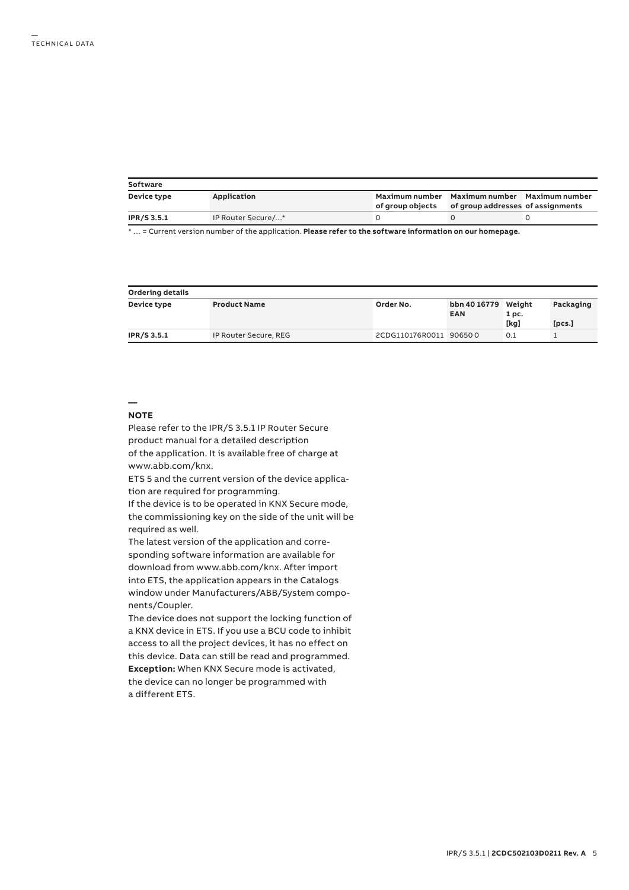| Software | | | | |
|---|---|---|---|---|
| **Device type** | **Application** | **Maximum number of group objects** | **Maximum number of group addresses** | **Maximum number of assignments** |
| **IPR/S 3.5.1** | IP Router Secure/…* | 0 | 0 | 0 |

\* … = Current version number of the application. **Please refer to the software information on our homepage.**

| Ordering details | | | | | |
|---|---|---|---|---|---|
| **Device type** | **Product Name** | **Order No.** | **bbn 40 16779 EAN** | **Weight 1 pc. [kg]** | **Packaging [pcs.]** |
| **IPR/S 3.5.1** | IP Router Secure, REG | 2CDG110176R0011 | 90650 0 | 0.1 | 1 |

## NOTE

Please refer to the IPR/S 3.5.1 IP Router Secure product manual for a detailed description of the application. It is available free of charge at www.abb.com/knx.

ETS 5 and the current version of the device application are required for programming.

If the device is to be operated in KNX Secure mode, the commissioning key on the side of the unit will be required as well.

The latest version of the application and corresponding software information are available for download from www.abb.com/knx. After import into ETS, the application appears in the Catalogs window under Manufacturers/ABB/System components/Coupler.

The device does not support the locking function of a KNX device in ETS. If you use a BCU code to inhibit access to all the project devices, it has no effect on this device. Data can still be read and programmed.

**Exception:** When KNX Secure mode is activated, the device can no longer be programmed with a different ETS.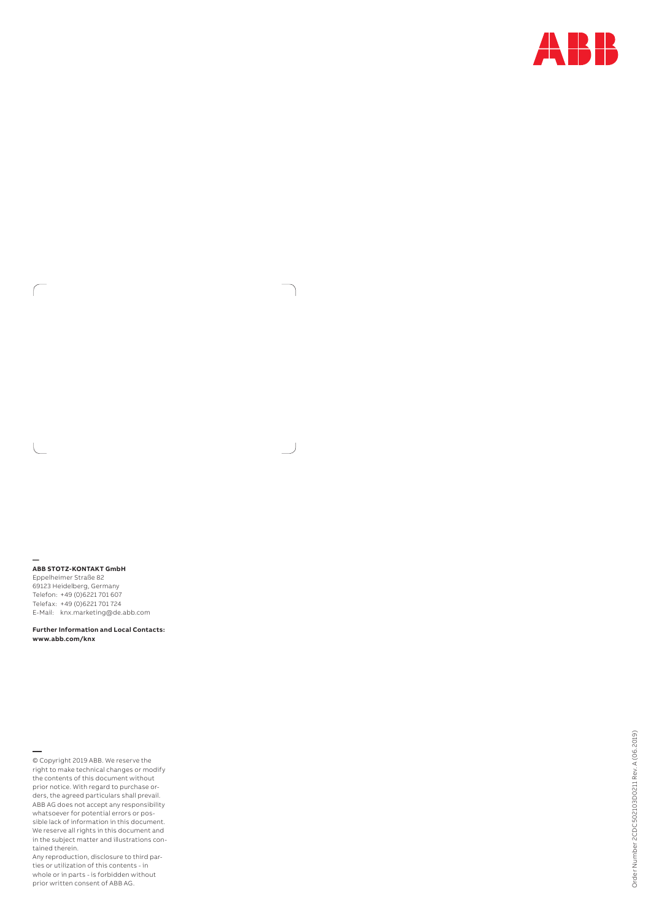**ABB STOTZ-KONTAKT GmbH**
Eppelheimer Straße 82
69123 Heidelberg, Germany
Telefon: +49 (0)6221 701 607
Telefax: +49 (0)6221 701 724
E-Mail: knx.marketing@de.abb.com

**Further Information and Local Contacts:**
**www.abb.com/knx**

© Copyright 2019 ABB. We reserve the right to make technical changes or modify the contents of this document without prior notice. With regard to purchase orders, the agreed particulars shall prevail. ABB AG does not accept any responsibility whatsoever for potential errors or possible lack of information in this document. We reserve all rights in this document and in the subject matter and illustrations contained therein.
Any reproduction, disclosure to third parties or utilization of this contents - in whole or in parts - is forbidden without prior written consent of ABB AG.

Order Number 2CDC502103D0211 Rev. A (06.2019)